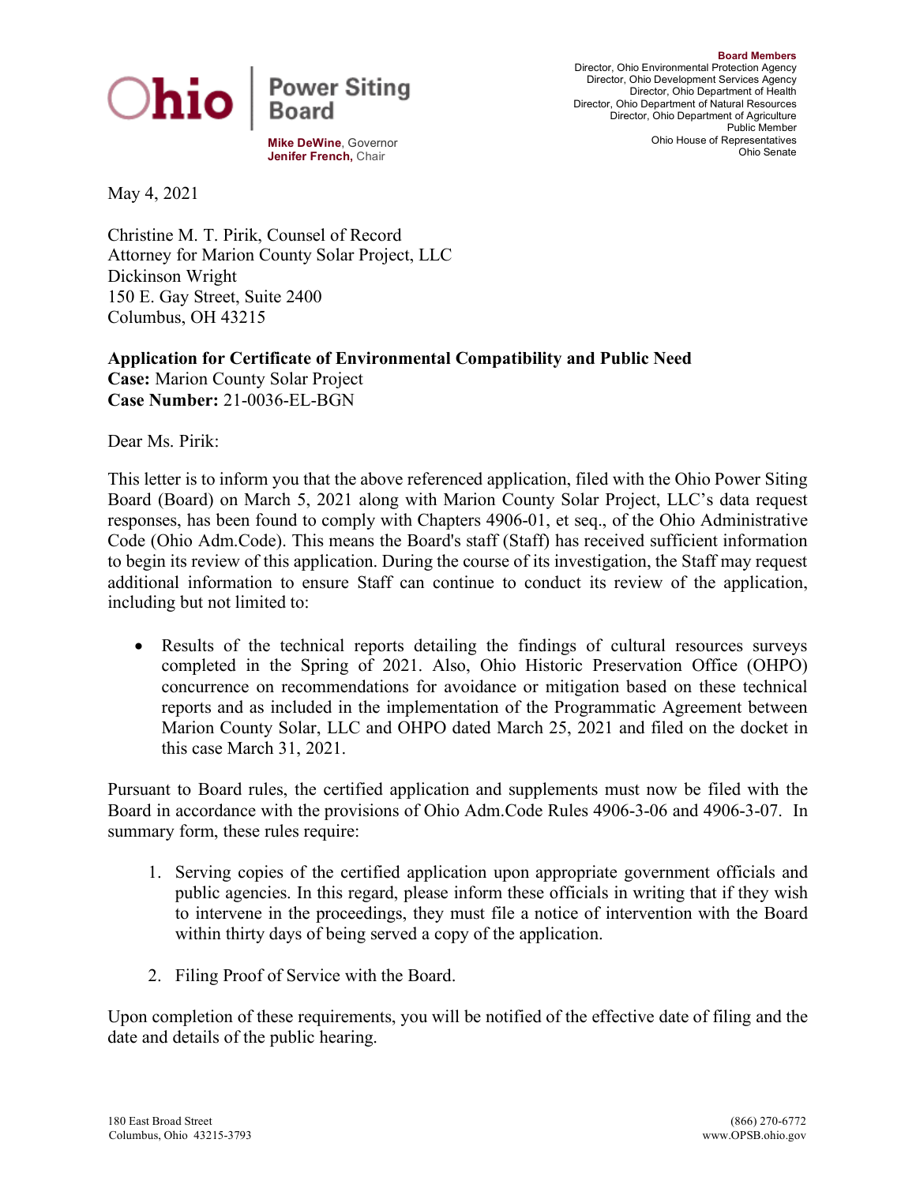Ohio | Power Siting Board

**Mike DeWine**, Governor
**Jenifer French**, Chair

**Board Members**
Director, Ohio Environmental Protection Agency
Director, Ohio Development Services Agency
Director, Ohio Department of Health
Director, Ohio Department of Natural Resources
Director, Ohio Department of Agriculture
Public Member
Ohio House of Representatives
Ohio Senate

May 4, 2021

Christine M. T. Pirik, Counsel of Record
Attorney for Marion County Solar Project, LLC
Dickinson Wright
150 E. Gay Street, Suite 2400
Columbus, OH 43215

**Application for Certificate of Environmental Compatibility and Public Need**
**Case:** Marion County Solar Project
**Case Number:** 21-0036-EL-BGN

Dear Ms. Pirik:

This letter is to inform you that the above referenced application, filed with the Ohio Power Siting Board (Board) on March 5, 2021 along with Marion County Solar Project, LLC's data request responses, has been found to comply with Chapters 4906-01, et seq., of the Ohio Administrative Code (Ohio Adm.Code). This means the Board's staff (Staff) has received sufficient information to begin its review of this application. During the course of its investigation, the Staff may request additional information to ensure Staff can continue to conduct its review of the application, including but not limited to:

- Results of the technical reports detailing the findings of cultural resources surveys completed in the Spring of 2021. Also, Ohio Historic Preservation Office (OHPO) concurrence on recommendations for avoidance or mitigation based on these technical reports and as included in the implementation of the Programmatic Agreement between Marion County Solar, LLC and OHPO dated March 25, 2021 and filed on the docket in this case March 31, 2021.

Pursuant to Board rules, the certified application and supplements must now be filed with the Board in accordance with the provisions of Ohio Adm.Code Rules 4906-3-06 and 4906-3-07. In summary form, these rules require:

1. Serving copies of the certified application upon appropriate government officials and public agencies. In this regard, please inform these officials in writing that if they wish to intervene in the proceedings, they must file a notice of intervention with the Board within thirty days of being served a copy of the application.

2. Filing Proof of Service with the Board.

Upon completion of these requirements, you will be notified of the effective date of filing and the date and details of the public hearing.

180 East Broad Street
Columbus, Ohio 43215-3793

(866) 270-6772
www.OPSB.ohio.gov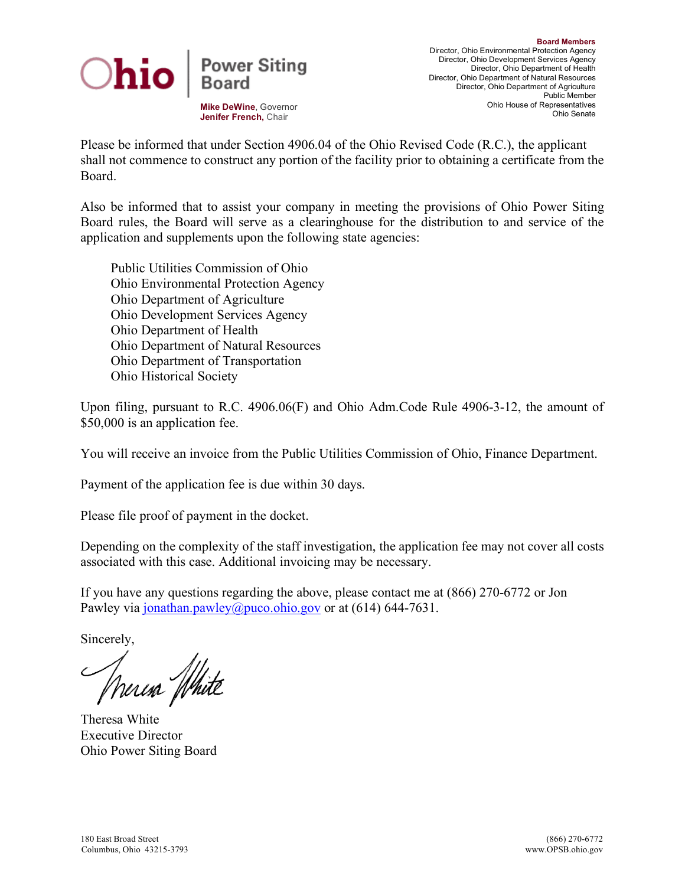Please be informed that under Section 4906.04 of the Ohio Revised Code (R.C.), the applicant shall not commence to construct any portion of the facility prior to obtaining a certificate from the Board.

Also be informed that to assist your company in meeting the provisions of Ohio Power Siting Board rules, the Board will serve as a clearinghouse for the distribution to and service of the application and supplements upon the following state agencies:

- Public Utilities Commission of Ohio
- Ohio Environmental Protection Agency
- Ohio Department of Agriculture
- Ohio Development Services Agency
- Ohio Department of Health
- Ohio Department of Natural Resources
- Ohio Department of Transportation
- Ohio Historical Society

Upon filing, pursuant to R.C. 4906.06(F) and Ohio Adm.Code Rule 4906-3-12, the amount of $50,000 is an application fee.

You will receive an invoice from the Public Utilities Commission of Ohio, Finance Department.

Payment of the application fee is due within 30 days.

Please file proof of payment in the docket.

Depending on the complexity of the staff investigation, the application fee may not cover all costs associated with this case. Additional invoicing may be necessary.

If you have any questions regarding the above, please contact me at (866) 270-6772 or Jon Pawley via jonathan.pawley@puco.ohio.gov or at (614) 644-7631.

Sincerely,

Theresa White
Executive Director
Ohio Power Siting Board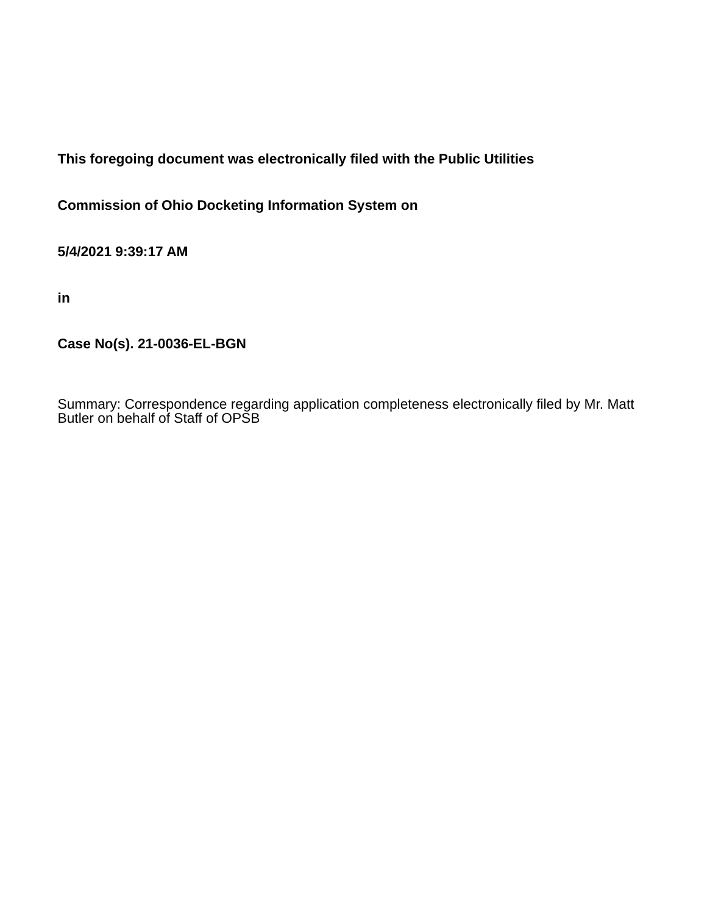**This foregoing document was electronically filed with the Public Utilities**

**Commission of Ohio Docketing Information System on**

**5/4/2021 9:39:17 AM**

**in**

**Case No(s). 21-0036-EL-BGN**

Summary: Correspondence regarding application completeness electronically filed by Mr. Matt Butler on behalf of Staff of OPSB